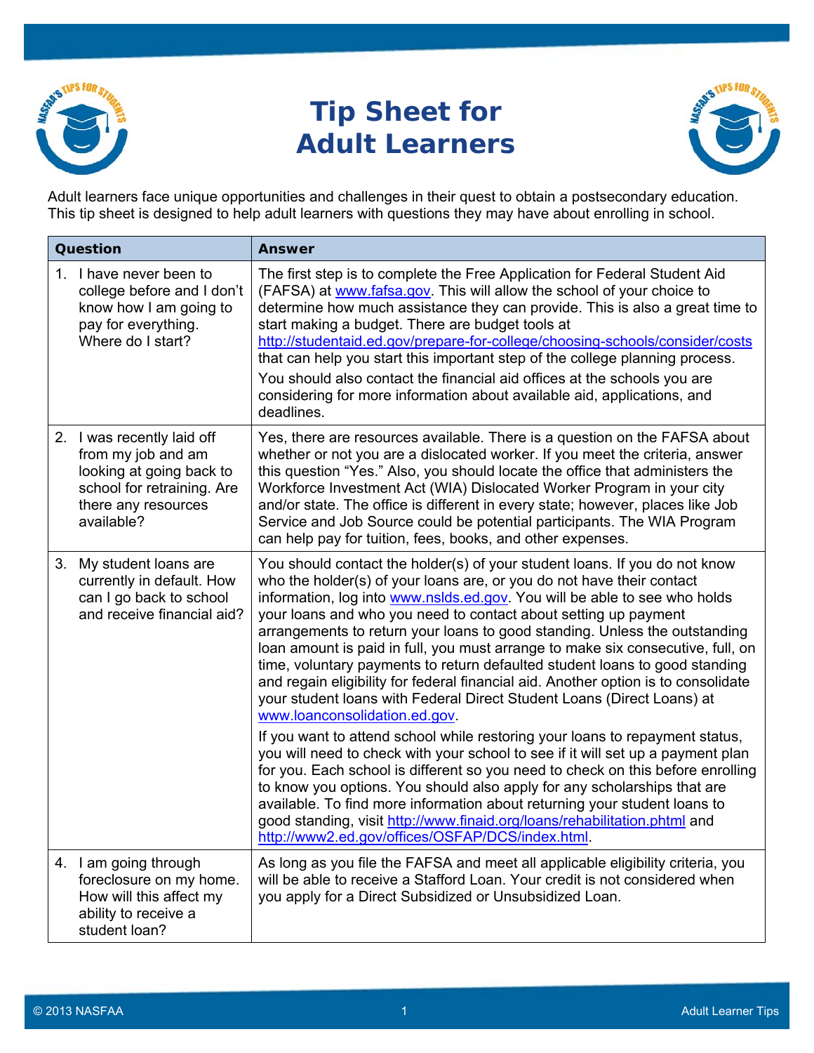# Tip Sheet for Adult Learners

Adult learners face unique opportunities and challenges in their quest to obtain a postsecondary education. This tip sheet is designed to help adult learners with questions they may have about enrolling in school.

| Question | Answer |
| --- | --- |
| 1. I have never been to college before and I don't know how I am going to pay for everything. Where do I start? | The first step is to complete the Free Application for Federal Student Aid (FAFSA) at www.fafsa.gov. This will allow the school of your choice to determine how much assistance they can provide. This is also a great time to start making a budget. There are budget tools at http://studentaid.ed.gov/prepare-for-college/choosing-schools/consider/costs that can help you start this important step of the college planning process.<br><br>You should also contact the financial aid offices at the schools you are considering for more information about available aid, applications, and deadlines. |
| 2. I was recently laid off from my job and am looking at going back to school for retraining. Are there any resources available? | Yes, there are resources available. There is a question on the FAFSA about whether or not you are a dislocated worker. If you meet the criteria, answer this question "Yes." Also, you should locate the office that administers the Workforce Investment Act (WIA) Dislocated Worker Program in your city and/or state. The office is different in every state; however, places like Job Service and Job Source could be potential participants. The WIA Program can help pay for tuition, fees, books, and other expenses. |
| 3. My student loans are currently in default. How can I go back to school and receive financial aid? | You should contact the holder(s) of your student loans. If you do not know who the holder(s) of your loans are, or you do not have their contact information, log into www.nslds.ed.gov. You will be able to see who holds your loans and who you need to contact about setting up payment arrangements to return your loans to good standing. Unless the outstanding loan amount is paid in full, you must arrange to make six consecutive, full, on time, voluntary payments to return defaulted student loans to good standing and regain eligibility for federal financial aid. Another option is to consolidate your student loans with Federal Direct Student Loans (Direct Loans) at www.loanconsolidation.ed.gov.<br><br>If you want to attend school while restoring your loans to repayment status, you will need to check with your school to see if it will set up a payment plan for you. Each school is different so you need to check on this before enrolling to know you options. You should also apply for any scholarships that are available. To find more information about returning your student loans to good standing, visit http://www.finaid.org/loans/rehabilitation.phtml and http://www2.ed.gov/offices/OSFAP/DCS/index.html. |
| 4. I am going through foreclosure on my home. How will this affect my ability to receive a student loan? | As long as you file the FAFSA and meet all applicable eligibility criteria, you will be able to receive a Stafford Loan. Your credit is not considered when you apply for a Direct Subsidized or Unsubsidized Loan. |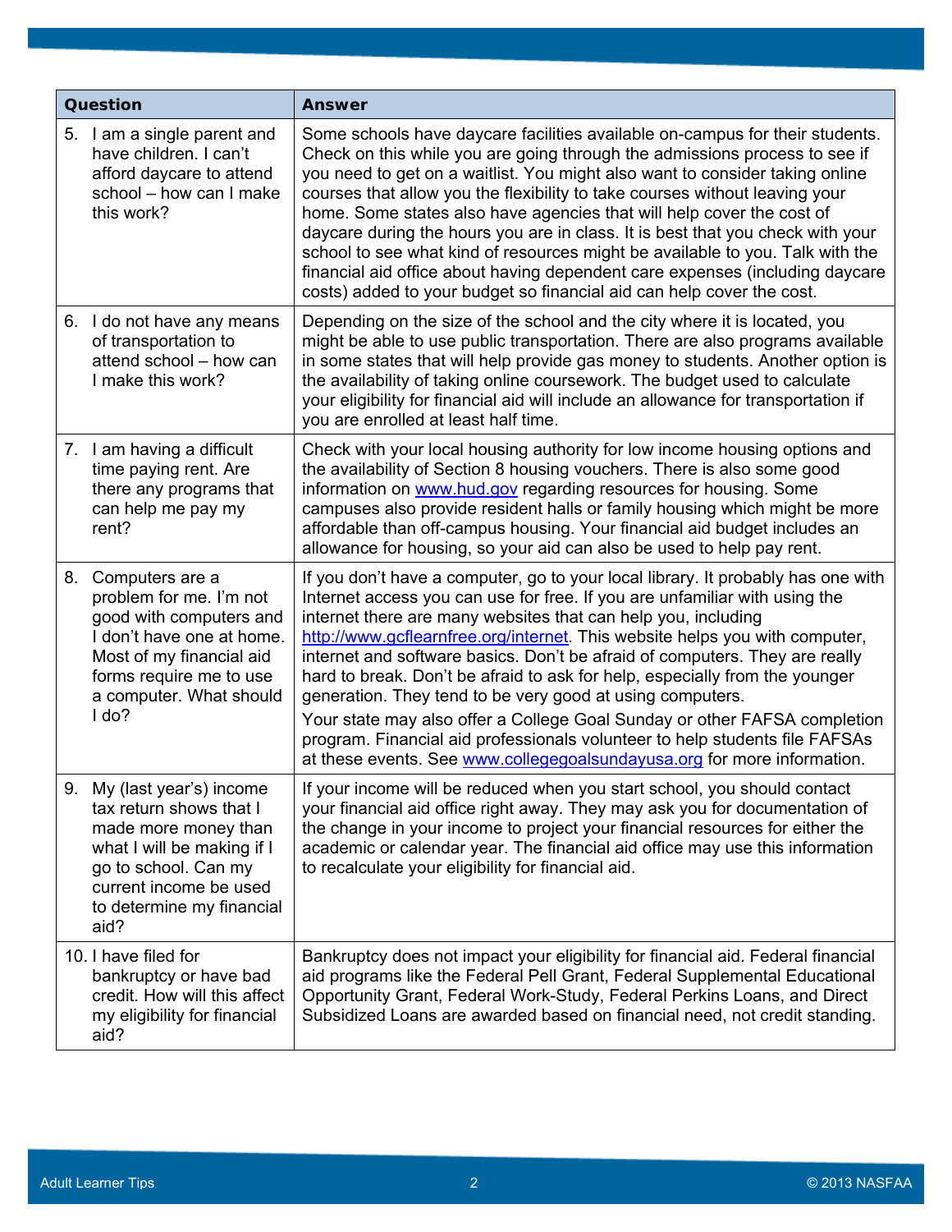| Question | Answer |
|---|---|
| 5. I am a single parent and have children. I can't afford daycare to attend school – how can I make this work? | Some schools have daycare facilities available on-campus for their students. Check on this while you are going through the admissions process to see if you need to get on a waitlist. You might also want to consider taking online courses that allow you the flexibility to take courses without leaving your home. Some states also have agencies that will help cover the cost of daycare during the hours you are in class. It is best that you check with your school to see what kind of resources might be available to you. Talk with the financial aid office about having dependent care expenses (including daycare costs) added to your budget so financial aid can help cover the cost. |
| 6. I do not have any means of transportation to attend school – how can I make this work? | Depending on the size of the school and the city where it is located, you might be able to use public transportation. There are also programs available in some states that will help provide gas money to students. Another option is the availability of taking online coursework. The budget used to calculate your eligibility for financial aid will include an allowance for transportation if you are enrolled at least half time. |
| 7. I am having a difficult time paying rent. Are there any programs that can help me pay my rent? | Check with your local housing authority for low income housing options and the availability of Section 8 housing vouchers. There is also some good information on [www.hud.gov](http://www.hud.gov) regarding resources for housing. Some campuses also provide resident halls or family housing which might be more affordable than off-campus housing. Your financial aid budget includes an allowance for housing, so your aid can also be used to help pay rent. |
| 8. Computers are a problem for me. I'm not good with computers and I don't have one at home. Most of my financial aid forms require me to use a computer. What should I do? | If you don't have a computer, go to your local library. It probably has one with Internet access you can use for free. If you are unfamiliar with using the internet there are many websites that can help you, including [http://www.gcflearnfree.org/internet](http://www.gcflearnfree.org/internet). This website helps you with computer, internet and software basics. Don't be afraid of computers. They are really hard to break. Don't be afraid to ask for help, especially from the younger generation. They tend to be very good at using computers.<br>Your state may also offer a College Goal Sunday or other FAFSA completion program. Financial aid professionals volunteer to help students file FAFSAs at these events. See [www.collegegoalsundayusa.org](http://www.collegegoalsundayusa.org) for more information. |
| 9. My (last year's) income tax return shows that I made more money than what I will be making if I go to school. Can my current income be used to determine my financial aid? | If your income will be reduced when you start school, you should contact your financial aid office right away. They may ask you for documentation of the change in your income to project your financial resources for either the academic or calendar year. The financial aid office may use this information to recalculate your eligibility for financial aid. |
| 10. I have filed for bankruptcy or have bad credit. How will this affect my eligibility for financial aid? | Bankruptcy does not impact your eligibility for financial aid. Federal financial aid programs like the Federal Pell Grant, Federal Supplemental Educational Opportunity Grant, Federal Work-Study, Federal Perkins Loans, and Direct Subsidized Loans are awarded based on financial need, not credit standing. |